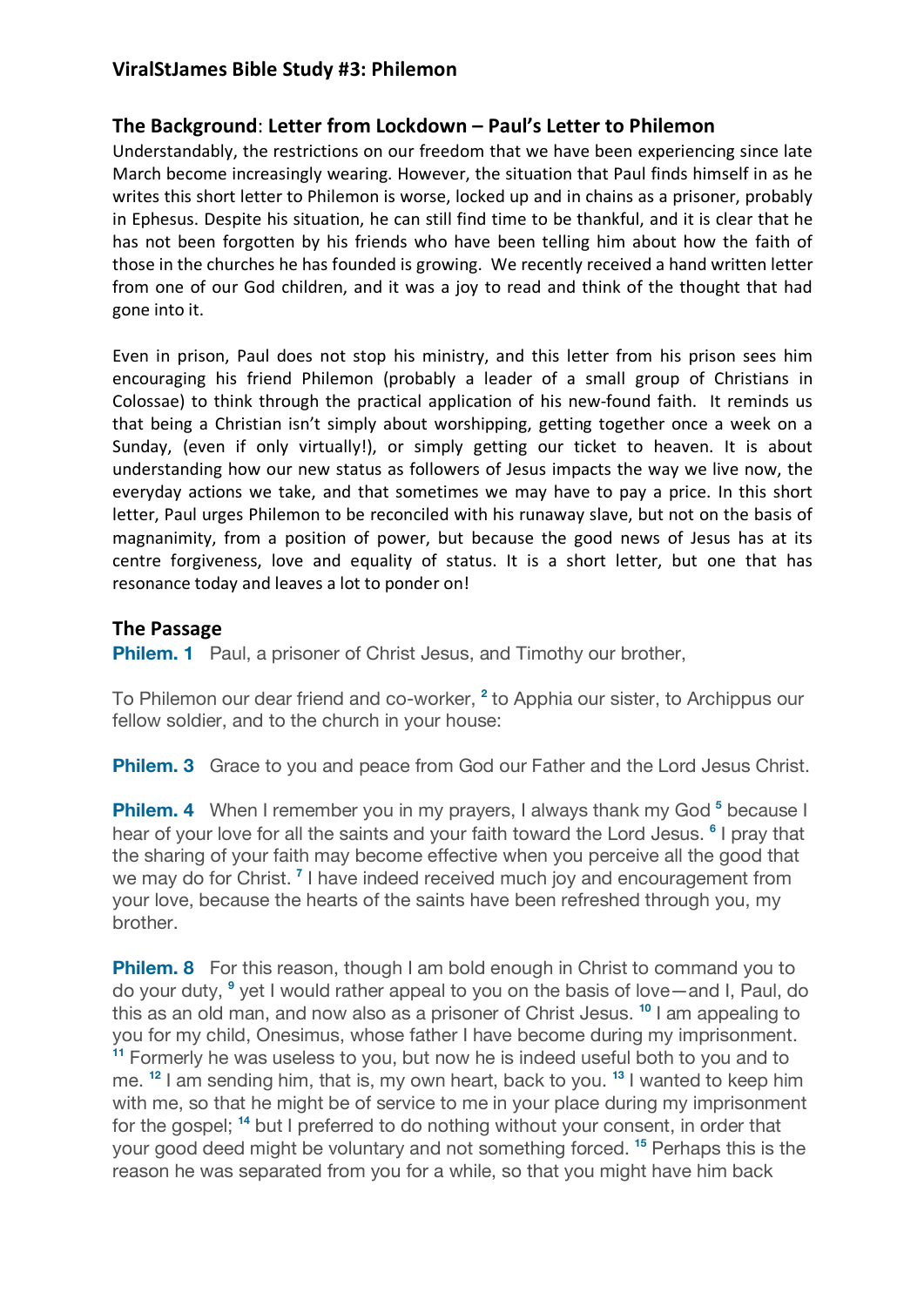## ViralStJames Bible Study #3: Philemon

### The Background: Letter from Lockdown – Paul's Letter to Philemon

Understandably, the restrictions on our freedom that we have been experiencing since late March become increasingly wearing. However, the situation that Paul finds himself in as he writes this short letter to Philemon is worse, locked up and in chains as a prisoner, probably in Ephesus. Despite his situation, he can still find time to be thankful, and it is clear that he has not been forgotten by his friends who have been telling him about how the faith of those in the churches he has founded is growing. We recently received a hand written letter from one of our God children, and it was a joy to read and think of the thought that had gone into it.

Even in prison, Paul does not stop his ministry, and this letter from his prison sees him encouraging his friend Philemon (probably a leader of a small group of Christians in Colossae) to think through the practical application of his new-found faith. It reminds us that being a Christian isn't simply about worshipping, getting together once a week on a Sunday, (even if only virtually!), or simply getting our ticket to heaven. It is about understanding how our new status as followers of Jesus impacts the way we live now, the everyday actions we take, and that sometimes we may have to pay a price. In this short letter, Paul urges Philemon to be reconciled with his runaway slave, but not on the basis of magnanimity, from a position of power, but because the good news of Jesus has at its centre forgiveness, love and equality of status. It is a short letter, but one that has resonance today and leaves a lot to ponder on!

### The Passage

**Philem. 1** Paul, a prisoner of Christ Jesus, and Timothy our brother,

To Philemon our dear friend and co-worker, [2] to Apphia our sister, to Archippus our fellow soldier, and to the church in your house:

**Philem. 3** Grace to you and peace from God our Father and the Lord Jesus Christ.

**Philem. 4** When I remember you in my prayers, I always thank my God [5] because I hear of your love for all the saints and your faith toward the Lord Jesus. [6] I pray that the sharing of your faith may become effective when you perceive all the good that we may do for Christ. [7] I have indeed received much joy and encouragement from your love, because the hearts of the saints have been refreshed through you, my brother.

**Philem. 8** For this reason, though I am bold enough in Christ to command you to do your duty, [9] yet I would rather appeal to you on the basis of love—and I, Paul, do this as an old man, and now also as a prisoner of Christ Jesus. [10] I am appealing to you for my child, Onesimus, whose father I have become during my imprisonment. [11] Formerly he was useless to you, but now he is indeed useful both to you and to me. [12] I am sending him, that is, my own heart, back to you. [13] I wanted to keep him with me, so that he might be of service to me in your place during my imprisonment for the gospel; [14] but I preferred to do nothing without your consent, in order that your good deed might be voluntary and not something forced. [15] Perhaps this is the reason he was separated from you for a while, so that you might have him back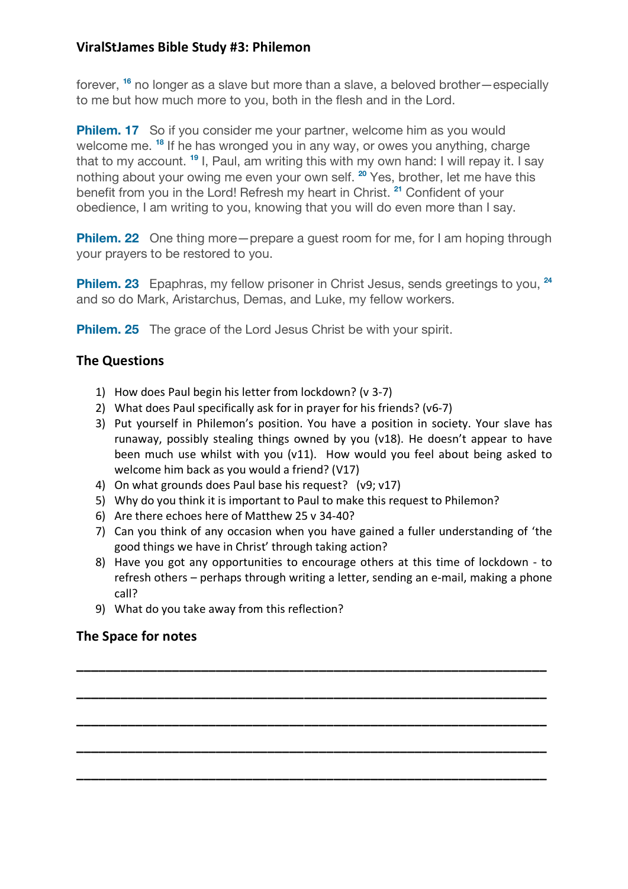forever, [16] no longer as a slave but more than a slave, a beloved brother—especially to me but how much more to you, both in the flesh and in the Lord.

**Philem. 17** So if you consider me your partner, welcome him as you would welcome me. [18] If he has wronged you in any way, or owes you anything, charge that to my account. [19] I, Paul, am writing this with my own hand: I will repay it. I say nothing about your owing me even your own self. [20] Yes, brother, let me have this benefit from you in the Lord! Refresh my heart in Christ. [21] Confident of your obedience, I am writing to you, knowing that you will do even more than I say.

**Philem. 22** One thing more—prepare a guest room for me, for I am hoping through your prayers to be restored to you.

**Philem. 23** Epaphras, my fellow prisoner in Christ Jesus, sends greetings to you, [24] and so do Mark, Aristarchus, Demas, and Luke, my fellow workers.

**Philem. 25** The grace of the Lord Jesus Christ be with your spirit.

## The Questions

1) How does Paul begin his letter from lockdown? (v 3-7)
2) What does Paul specifically ask for in prayer for his friends? (v6-7)
3) Put yourself in Philemon's position. You have a position in society. Your slave has runaway, possibly stealing things owned by you (v18). He doesn't appear to have been much use whilst with you (v11). How would you feel about being asked to welcome him back as you would a friend? (V17)
4) On what grounds does Paul base his request? (v9; v17)
5) Why do you think it is important to Paul to make this request to Philemon?
6) Are there echoes here of Matthew 25 v 34-40?
7) Can you think of any occasion when you have gained a fuller understanding of 'the good things we have in Christ' through taking action?
8) Have you got any opportunities to encourage others at this time of lockdown - to refresh others – perhaps through writing a letter, sending an e-mail, making a phone call?
9) What do you take away from this reflection?

## The Space for notes

______________________________________________________________________

______________________________________________________________________

______________________________________________________________________

______________________________________________________________________

______________________________________________________________________